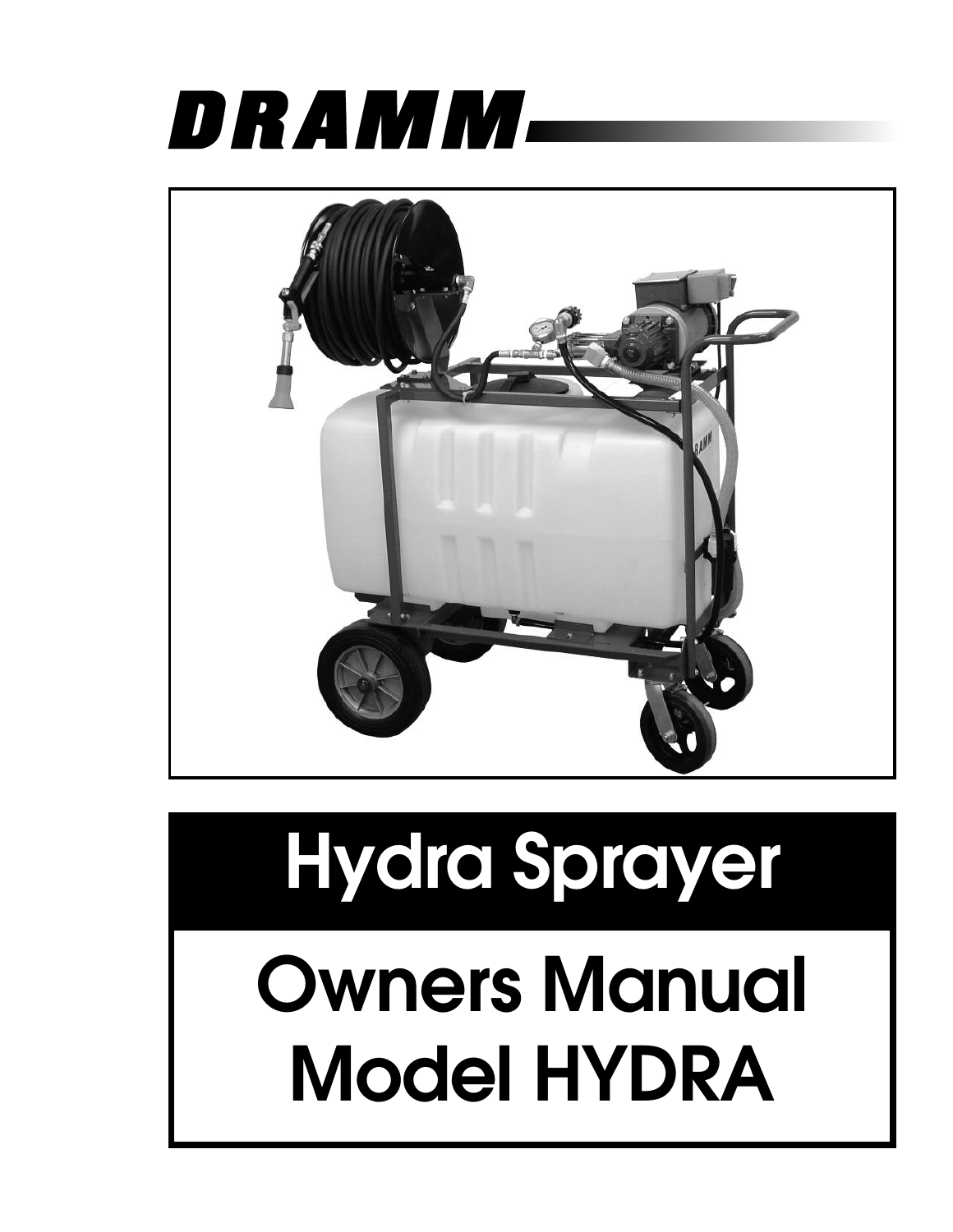# DRAMM

## Hydra Sprayer

# Owners Manual
# Model HYDRA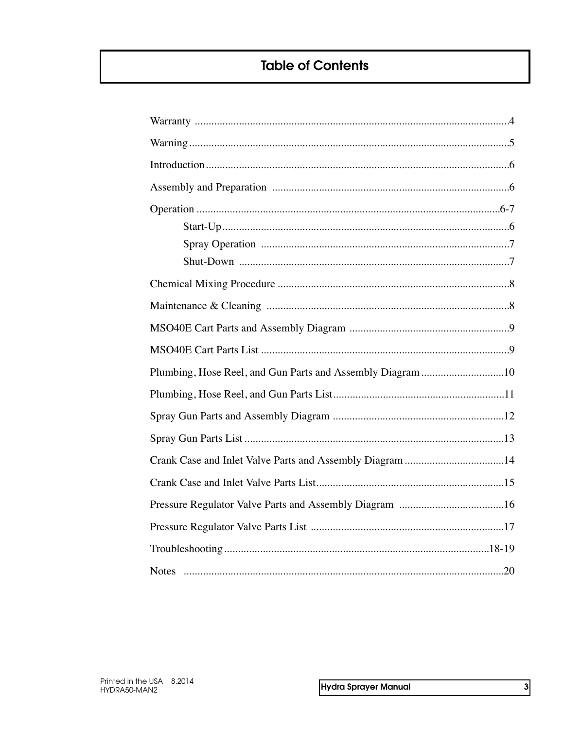# Table of Contents

Warranty ....................................................................................................4

Warning ......................................................................................................5

Introduction ................................................................................................6

Assembly and Preparation ........................................................................6

Operation .................................................................................................6-7

- Start-Up .......................................................................................6
- Spray Operation .........................................................................7
- Shut-Down ..................................................................................7

Chemical Mixing Procedure .......................................................................8

Maintenance & Cleaning ..........................................................................8

MSO40E Cart Parts and Assembly Diagram ............................................9

MSO40E Cart Parts List ............................................................................9

Plumbing, Hose Reel, and Gun Parts and Assembly Diagram ................10

Plumbing, Hose Reel, and Gun Parts List ...............................................11

Spray Gun Parts and Assembly Diagram ...............................................12

Spray Gun Parts List ...............................................................................13

Crank Case and Inlet Valve Parts and Assembly Diagram .....................14

Crank Case and Inlet Valve Parts List .....................................................15

Pressure Regulator Valve Parts and Assembly Diagram .......................16

Pressure Regulator Valve Parts List .......................................................17

Troubleshooting ....................................................................................18-19

Notes .......................................................................................................20

Printed in the USA 8.2014
HYDRA50-MAN2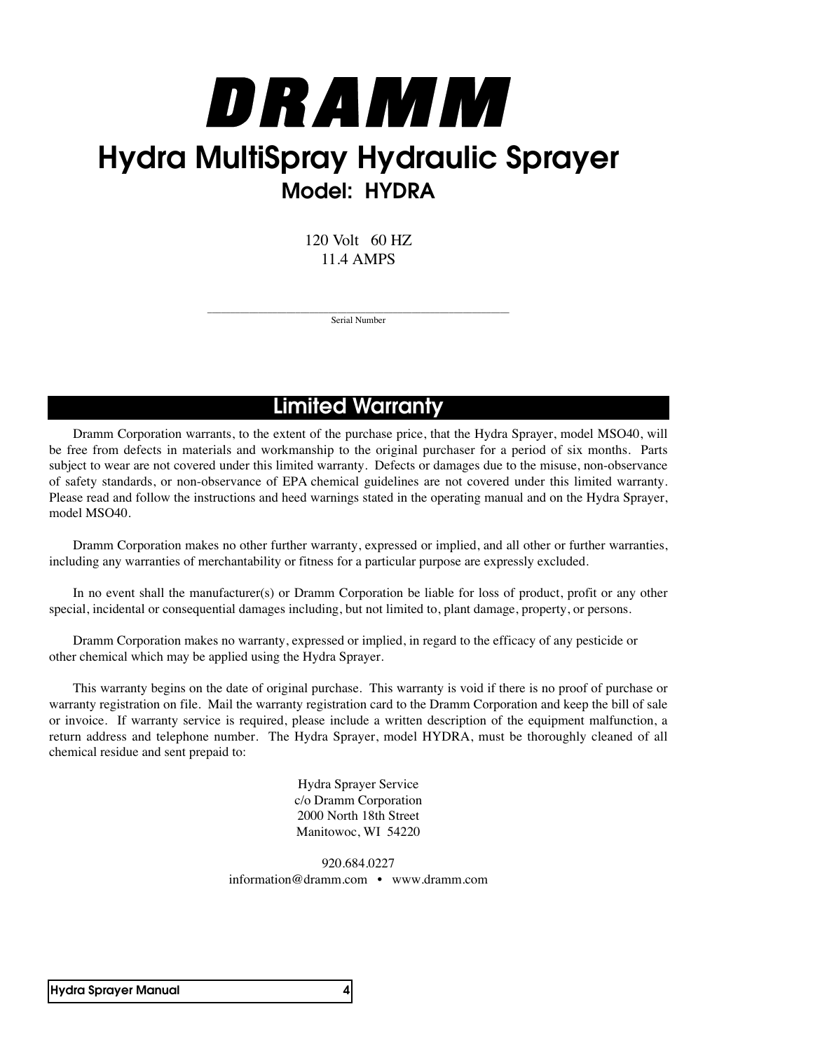# DRAMM

# Hydra MultiSpray Hydraulic Sprayer

## Model: HYDRA

120 Volt 60 HZ
11.4 AMPS

\_\_\_\_\_\_\_\_\_\_\_\_\_\_\_\_\_\_\_\_\_\_\_\_\_\_\_\_\_\_\_\_\_\_\_\_\_\_\_\_\_\_\_\_\_\_\_\_\_\_
Serial Number

## Limited Warranty

Dramm Corporation warrants, to the extent of the purchase price, that the Hydra Sprayer, model MSO40, will be free from defects in materials and workmanship to the original purchaser for a period of six months. Parts subject to wear are not covered under this limited warranty. Defects or damages due to the misuse, non-observance of safety standards, or non-observance of EPA chemical guidelines are not covered under this limited warranty. Please read and follow the instructions and heed warnings stated in the operating manual and on the Hydra Sprayer, model MSO40.

Dramm Corporation makes no other further warranty, expressed or implied, and all other or further warranties, including any warranties of merchantability or fitness for a particular purpose are expressly excluded.

In no event shall the manufacturer(s) or Dramm Corporation be liable for loss of product, profit or any other special, incidental or consequential damages including, but not limited to, plant damage, property, or persons.

Dramm Corporation makes no warranty, expressed or implied, in regard to the efficacy of any pesticide or other chemical which may be applied using the Hydra Sprayer.

This warranty begins on the date of original purchase. This warranty is void if there is no proof of purchase or warranty registration on file. Mail the warranty registration card to the Dramm Corporation and keep the bill of sale or invoice. If warranty service is required, please include a written description of the equipment malfunction, a return address and telephone number. The Hydra Sprayer, model HYDRA, must be thoroughly cleaned of all chemical residue and sent prepaid to:

Hydra Sprayer Service
c/o Dramm Corporation
2000 North 18th Street
Manitowoc, WI 54220

920.684.0227
information@dramm.com • www.dramm.com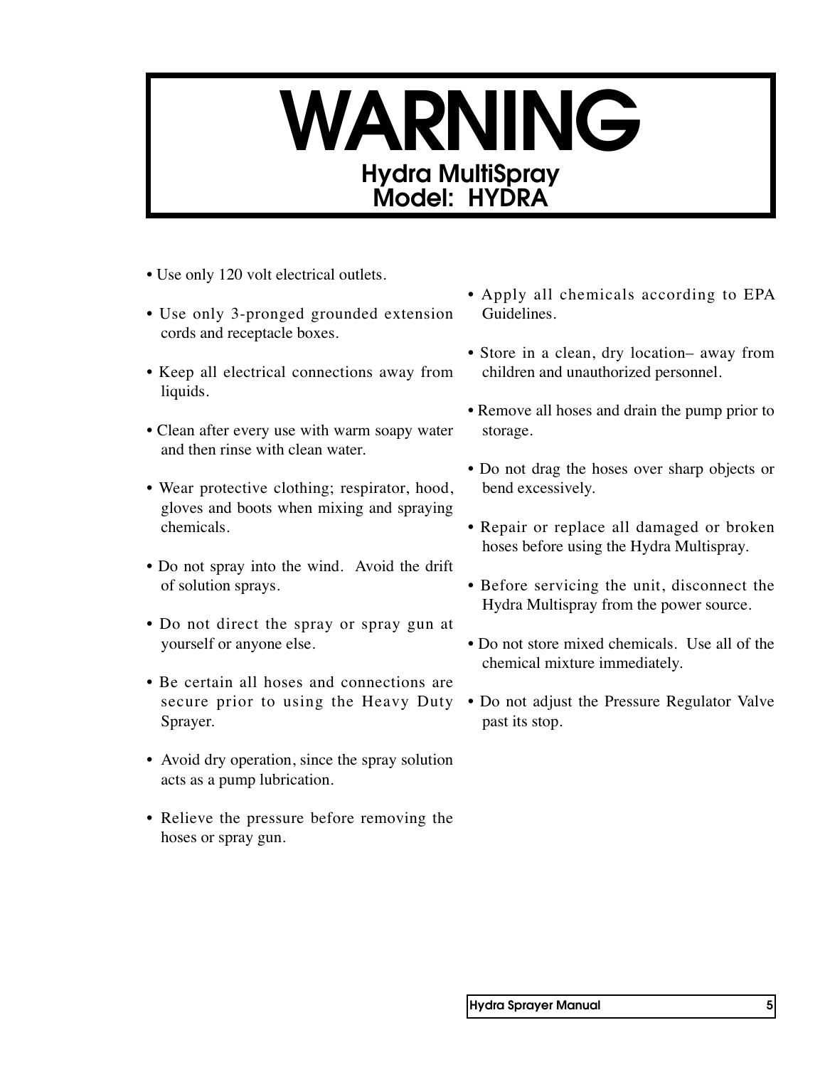# WARNING

## Hydra MultiSpray
## Model: HYDRA

- Use only 120 volt electrical outlets.
- Use only 3-pronged grounded extension cords and receptacle boxes.
- Keep all electrical connections away from liquids.
- Clean after every use with warm soapy water and then rinse with clean water.
- Wear protective clothing; respirator, hood, gloves and boots when mixing and spraying chemicals.
- Do not spray into the wind. Avoid the drift of solution sprays.
- Do not direct the spray or spray gun at yourself or anyone else.
- Be certain all hoses and connections are secure prior to using the Heavy Duty Sprayer.
- Avoid dry operation, since the spray solution acts as a pump lubrication.
- Relieve the pressure before removing the hoses or spray gun.
- Apply all chemicals according to EPA Guidelines.
- Store in a clean, dry location– away from children and unauthorized personnel.
- Remove all hoses and drain the pump prior to storage.
- Do not drag the hoses over sharp objects or bend excessively.
- Repair or replace all damaged or broken hoses before using the Hydra Multispray.
- Before servicing the unit, disconnect the Hydra Multispray from the power source.
- Do not store mixed chemicals. Use all of the chemical mixture immediately.
- Do not adjust the Pressure Regulator Valve past its stop.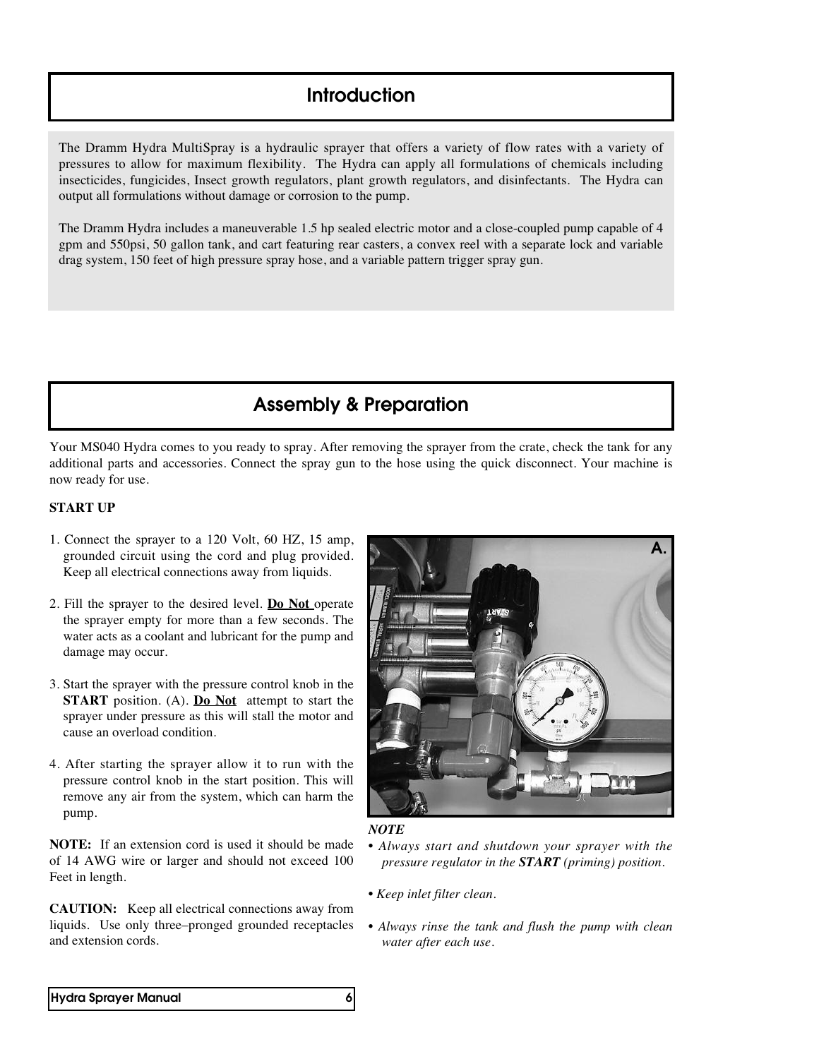# Introduction

The Dramm Hydra MultiSpray is a hydraulic sprayer that offers a variety of flow rates with a variety of pressures to allow for maximum flexibility. The Hydra can apply all formulations of chemicals including insecticides, fungicides, Insect growth regulators, plant growth regulators, and disinfectants. The Hydra can output all formulations without damage or corrosion to the pump.

The Dramm Hydra includes a maneuverable 1.5 hp sealed electric motor and a close-coupled pump capable of 4 gpm and 550psi, 50 gallon tank, and cart featuring rear casters, a convex reel with a separate lock and variable drag system, 150 feet of high pressure spray hose, and a variable pattern trigger spray gun.

# Assembly & Preparation

Your MS040 Hydra comes to you ready to spray. After removing the sprayer from the crate, check the tank for any additional parts and accessories. Connect the spray gun to the hose using the quick disconnect. Your machine is now ready for use.

**START UP**

1. Connect the sprayer to a 120 Volt, 60 HZ, 15 amp, grounded circuit using the cord and plug provided. Keep all electrical connections away from liquids.

2. Fill the sprayer to the desired level. **Do Not** operate the sprayer empty for more than a few seconds. The water acts as a coolant and lubricant for the pump and damage may occur.

3. Start the sprayer with the pressure control knob in the **START** position. (A). **Do Not** attempt to start the sprayer under pressure as this will stall the motor and cause an overload condition.

4. After starting the sprayer allow it to run with the pressure control knob in the start position. This will remove any air from the system, which can harm the pump.

**NOTE:** If an extension cord is used it should be made of 14 AWG wire or larger and should not exceed 100 Feet in length.

**CAUTION:** Keep all electrical connections away from liquids. Use only three–pronged grounded receptacles and extension cords.

A.

***NOTE***

- *Always start and shutdown your sprayer with the pressure regulator in the **START** (priming) position.*

- *Keep inlet filter clean.*

- *Always rinse the tank and flush the pump with clean water after each use.*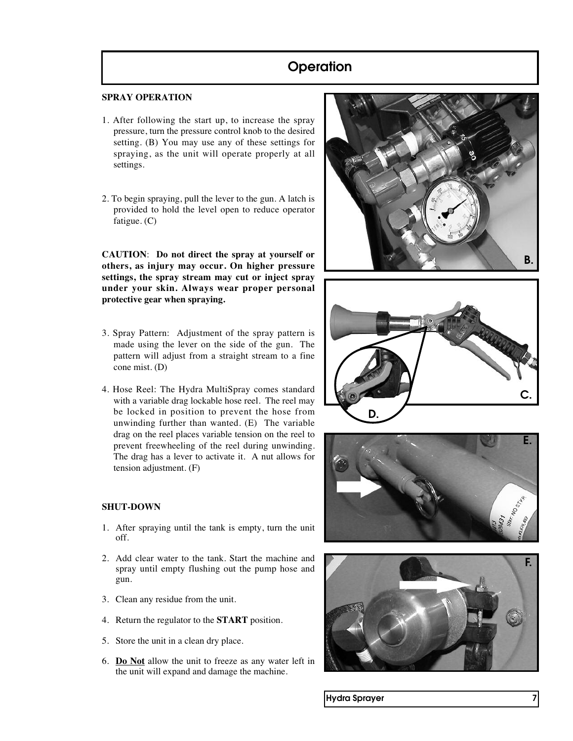# Operation

## SPRAY OPERATION

1. After following the start up, to increase the spray pressure, turn the pressure control knob to the desired setting. (B) You may use any of these settings for spraying, as the unit will operate properly at all settings.

2. To begin spraying, pull the lever to the gun. A latch is provided to hold the level open to reduce operator fatigue. (C)

**CAUTION**: **Do not direct the spray at yourself or others, as injury may occur. On higher pressure settings, the spray stream may cut or inject spray under your skin. Always wear proper personal protective gear when spraying.**

3. Spray Pattern: Adjustment of the spray pattern is made using the lever on the side of the gun. The pattern will adjust from a straight stream to a fine cone mist. (D)

4. Hose Reel: The Hydra MultiSpray comes standard with a variable drag lockable hose reel. The reel may be locked in position to prevent the hose from unwinding further than wanted. (E) The variable drag on the reel places variable tension on the reel to prevent freewheeling of the reel during unwinding. The drag has a lever to activate it. A nut allows for tension adjustment. (F)

## SHUT-DOWN

1. After spraying until the tank is empty, turn the unit off.

2. Add clear water to the tank. Start the machine and spray until empty flushing out the pump hose and gun.

3. Clean any residue from the unit.

4. Return the regulator to the **START** position.

5. Store the unit in a clean dry place.

6. **<u>Do Not</u>** allow the unit to freeze as any water left in the unit will expand and damage the machine.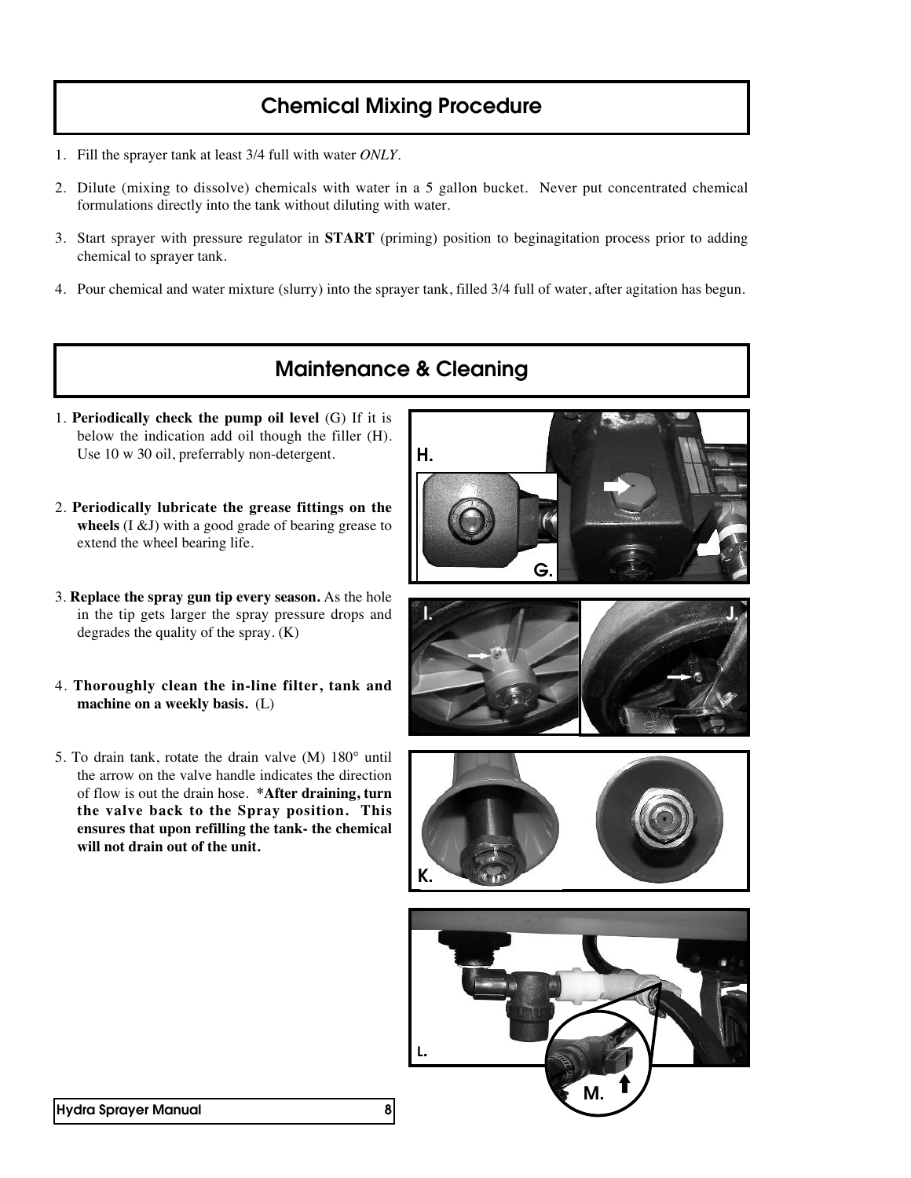## Chemical Mixing Procedure

1. Fill the sprayer tank at least 3/4 full with water *ONLY*.
2. Dilute (mixing to dissolve) chemicals with water in a 5 gallon bucket. Never put concentrated chemical formulations directly into the tank without diluting with water.
3. Start sprayer with pressure regulator in **START** (priming) position to beginagitation process prior to adding chemical to sprayer tank.
4. Pour chemical and water mixture (slurry) into the sprayer tank, filled 3/4 full of water, after agitation has begun.

## Maintenance & Cleaning

1. **Periodically check the pump oil level** (G) If it is below the indication add oil though the filler (H). Use 10 w 30 oil, preferrably non-detergent.
2. **Periodically lubricate the grease fittings on the wheels** (I &J) with a good grade of bearing grease to extend the wheel bearing life.
3. **Replace the spray gun tip every season.** As the hole in the tip gets larger the spray pressure drops and degrades the quality of the spray. (K)
4. **Thoroughly clean the in-line filter, tank and machine on a weekly basis.** (L)
5. To drain tank, rotate the drain valve (M) 180° until the arrow on the valve handle indicates the direction of flow is out the drain hose. **\*After draining, turn the valve back to the Spray position. This ensures that upon refilling the tank- the chemical will not drain out of the unit.**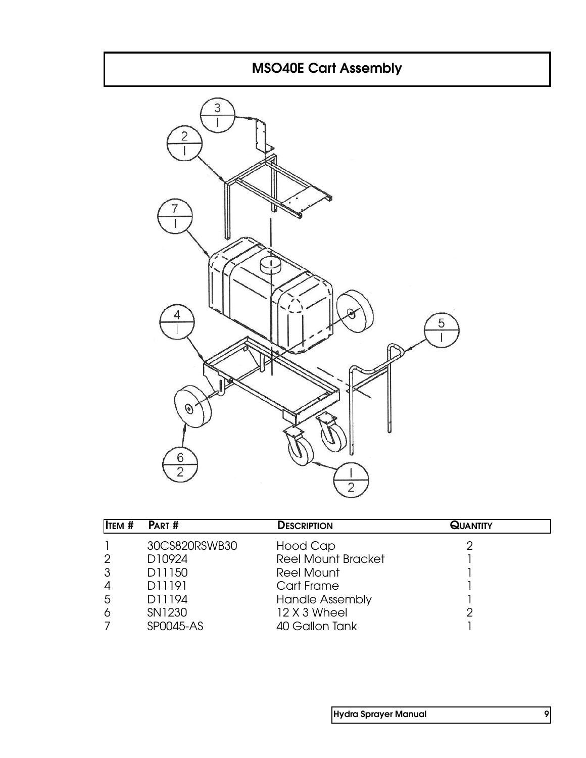# MSO40E Cart Assembly

| Item # | Part # | Description | Quantity |
|---|---|---|---|
| 1 | 30CS820RSWB30 | Hood Cap | 2 |
| 2 | D10924 | Reel Mount Bracket | 1 |
| 3 | D11150 | Reel Mount | 1 |
| 4 | D11191 | Cart Frame | 1 |
| 5 | D11194 | Handle Assembly | 1 |
| 6 | SN1230 | 12 X 3 Wheel | 2 |
| 7 | SP0045-AS | 40 Gallon Tank | 1 |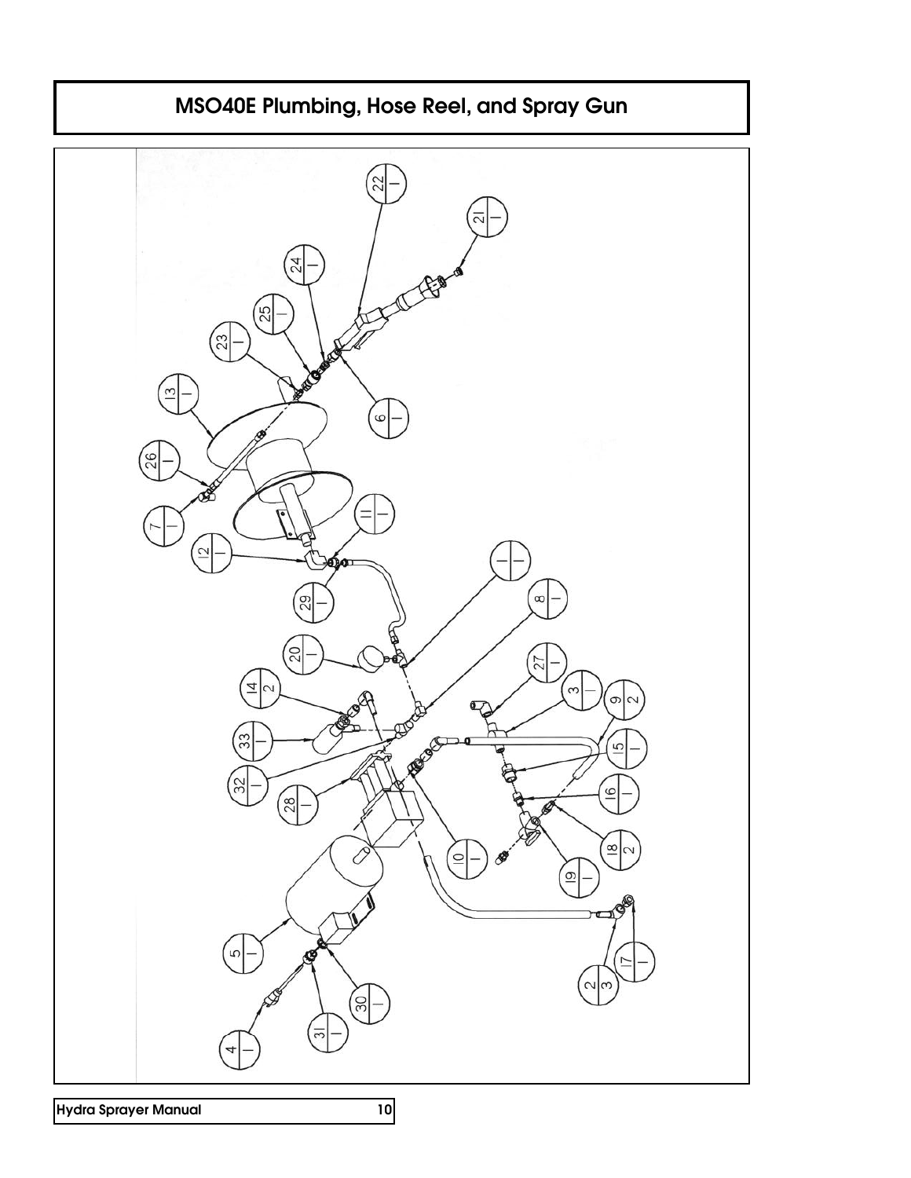# MSO40E Plumbing, Hose Reel, and Spray Gun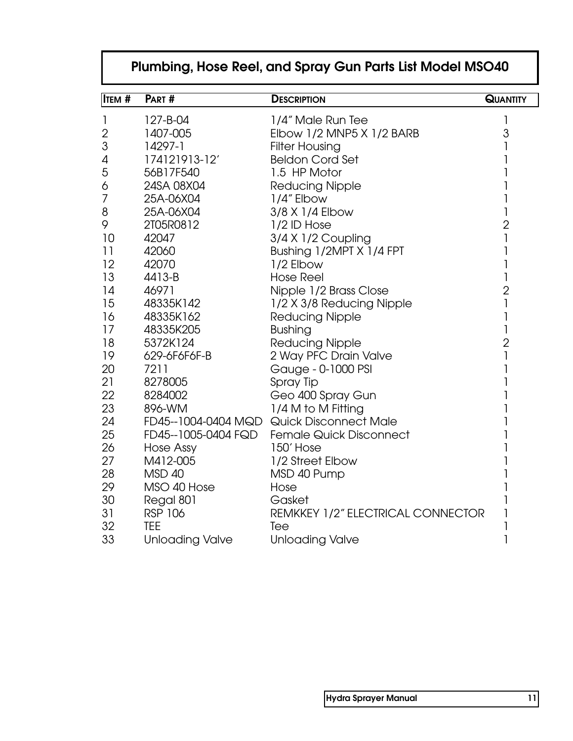# Plumbing, Hose Reel, and Spray Gun Parts List Model MSO40

| ITEM # | PART # | DESCRIPTION | QUANTITY |
|---|---|---|---|
| 1 | 127-B-04 | 1/4" Male Run Tee | 1 |
| 2 | 1407-005 | Elbow 1/2 MNP5 X 1/2 BARB | 3 |
| 3 | 14297-1 | Filter Housing | 1 |
| 4 | 174121913-12' | Beldon Cord Set | 1 |
| 5 | 56B17F540 | 1.5 HP Motor | 1 |
| 6 | 24SA 08X04 | Reducing Nipple | 1 |
| 7 | 25A-06X04 | 1/4" Elbow | 1 |
| 8 | 25A-06X04 | 3/8 X 1/4 Elbow | 1 |
| 9 | 2T05R0812 | 1/2 ID Hose | 2 |
| 10 | 42047 | 3/4 X 1/2 Coupling | 1 |
| 11 | 42060 | Bushing 1/2MPT X 1/4 FPT | 1 |
| 12 | 42070 | 1/2 Elbow | 1 |
| 13 | 4413-B | Hose Reel | 1 |
| 14 | 46971 | Nipple 1/2 Brass Close | 2 |
| 15 | 48335K142 | 1/2 X 3/8 Reducing Nipple | 1 |
| 16 | 48335K162 | Reducing Nipple | 1 |
| 17 | 48335K205 | Bushing | 1 |
| 18 | 5372K124 | Reducing Nipple | 2 |
| 19 | 629-6F6F6F-B | 2 Way PFC Drain Valve | 1 |
| 20 | 7211 | Gauge - 0-1000 PSI | 1 |
| 21 | 8278005 | Spray Tip | 1 |
| 22 | 8284002 | Geo 400 Spray Gun | 1 |
| 23 | 896-WM | 1/4 M to M Fitting | 1 |
| 24 | FD45--1004-0404 MQD | Quick Disconnect Male | 1 |
| 25 | FD45--1005-0404 FQD | Female Quick Disconnect | 1 |
| 26 | Hose Assy | 150' Hose | 1 |
| 27 | M412-005 | 1/2 Street Elbow | 1 |
| 28 | MSD 40 | MSD 40 Pump | 1 |
| 29 | MSO 40 Hose | Hose | 1 |
| 30 | Regal 801 | Gasket | 1 |
| 31 | RSP 106 | REMKKEY 1/2" ELECTRICAL CONNECTOR | 1 |
| 32 | TEE | Tee | 1 |
| 33 | Unloading Valve | Unloading Valve | 1 |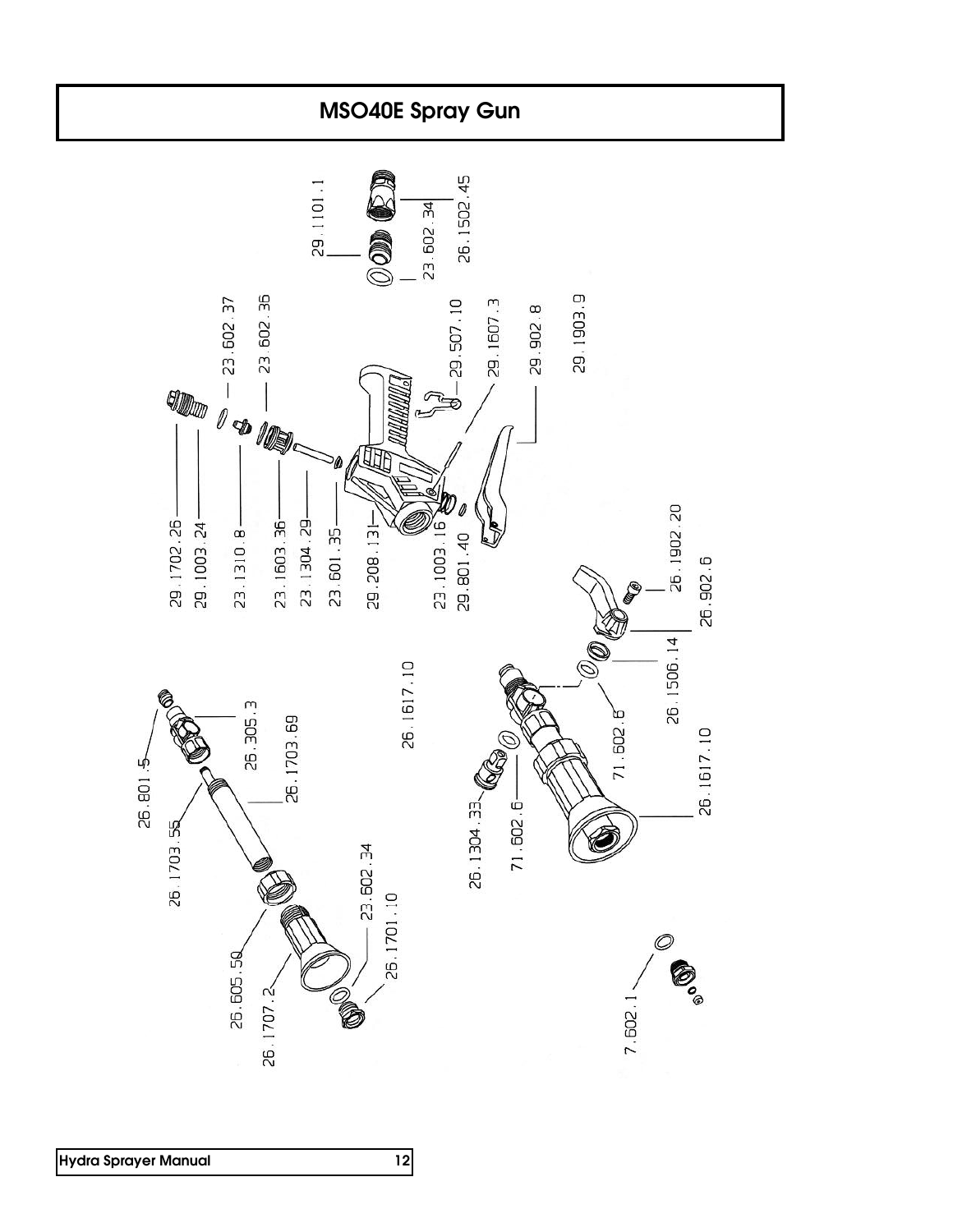# MSO40E Spray Gun

29.1101.1
23.602.34
26.1502.45

29.1702.26
29.1003.24
23.1310.8
23.1603.36
23.1304.29
23.601.35
29.208.131
23.1003.16
29.801.40
23.602.37
23.602.36
29.507.10
29.1607.3
29.902.8
29.1903.9

26.801.5
26.305.3
26.1703.69
26.1703.55
26.605.50
26.1707.2
23.602.34
26.1701.10
26.1617.10

26.1304.33
71.602.6
71.602.6
26.1506.14
26.902.6
26.1902.20
26.1617.10

7.602.1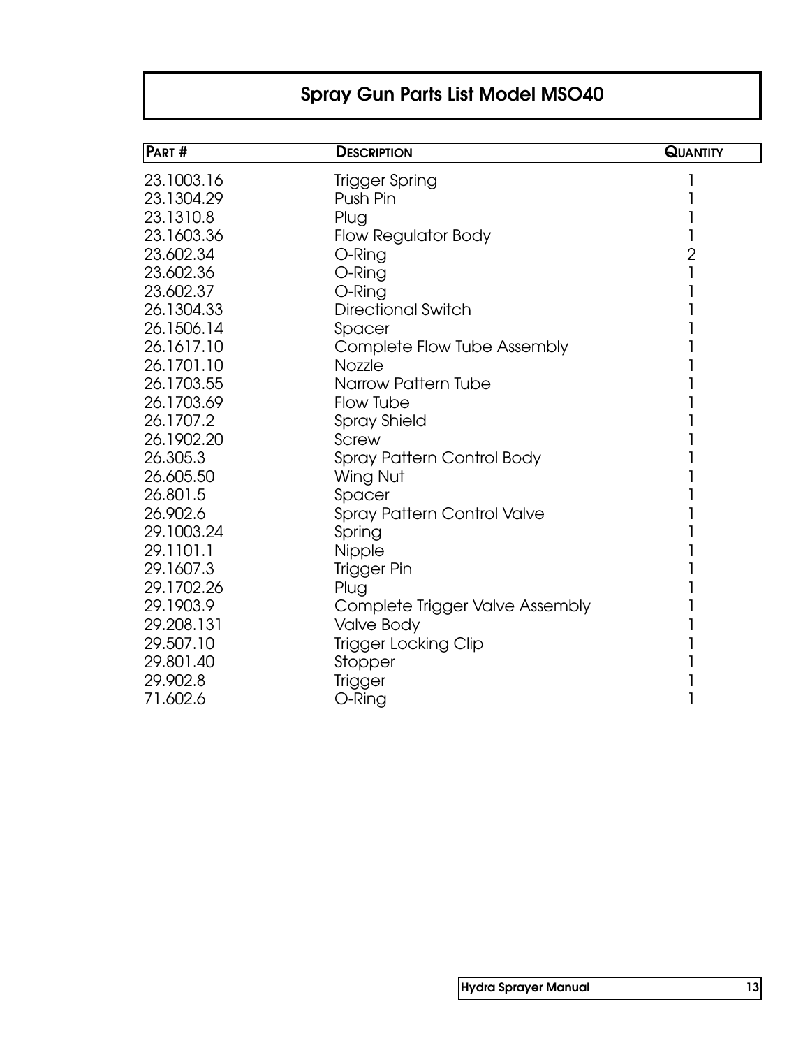# Spray Gun Parts List Model MSO40

| PART # | DESCRIPTION | QUANTITY |
|---|---|---|
| 23.1003.16 | Trigger Spring | 1 |
| 23.1304.29 | Push Pin | 1 |
| 23.1310.8 | Plug | 1 |
| 23.1603.36 | Flow Regulator Body | 1 |
| 23.602.34 | O-Ring | 2 |
| 23.602.36 | O-Ring | 1 |
| 23.602.37 | O-Ring | 1 |
| 26.1304.33 | Directional Switch | 1 |
| 26.1506.14 | Spacer | 1 |
| 26.1617.10 | Complete Flow Tube Assembly | 1 |
| 26.1701.10 | Nozzle | 1 |
| 26.1703.55 | Narrow Pattern Tube | 1 |
| 26.1703.69 | Flow Tube | 1 |
| 26.1707.2 | Spray Shield | 1 |
| 26.1902.20 | Screw | 1 |
| 26.305.3 | Spray Pattern Control Body | 1 |
| 26.605.50 | Wing Nut | 1 |
| 26.801.5 | Spacer | 1 |
| 26.902.6 | Spray Pattern Control Valve | 1 |
| 29.1003.24 | Spring | 1 |
| 29.1101.1 | Nipple | 1 |
| 29.1607.3 | Trigger Pin | 1 |
| 29.1702.26 | Plug | 1 |
| 29.1903.9 | Complete Trigger Valve Assembly | 1 |
| 29.208.131 | Valve Body | 1 |
| 29.507.10 | Trigger Locking Clip | 1 |
| 29.801.40 | Stopper | 1 |
| 29.902.8 | Trigger | 1 |
| 71.602.6 | O-Ring | 1 |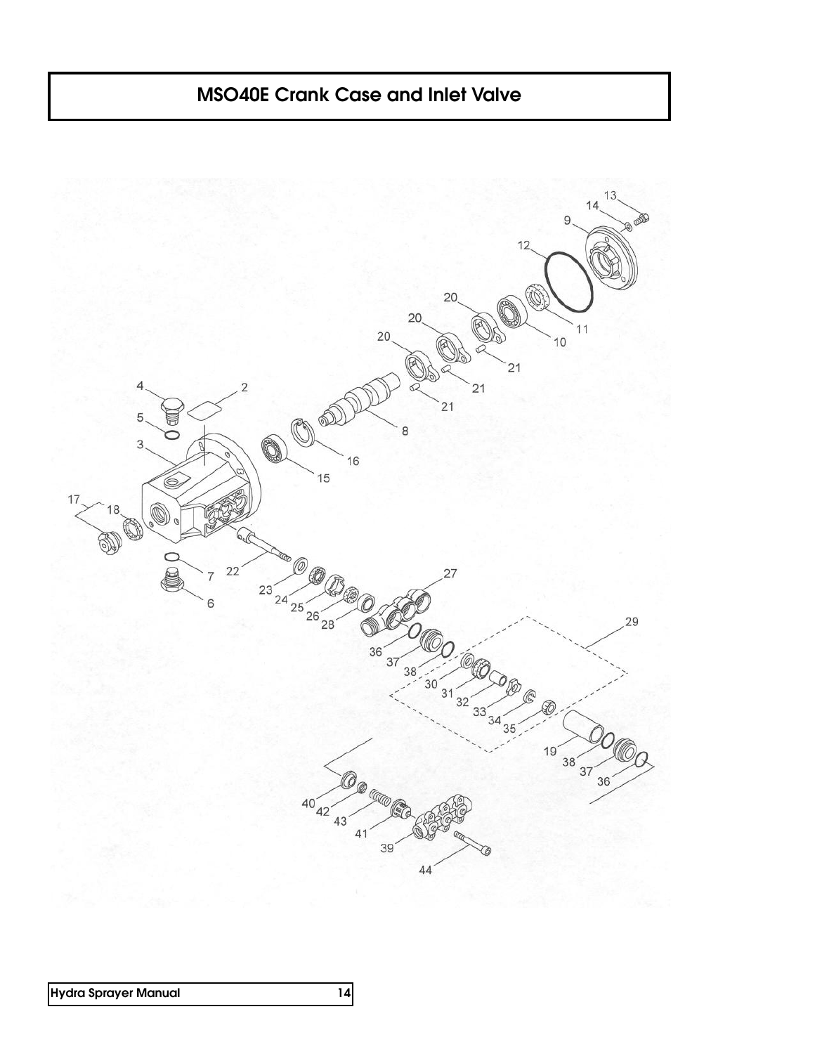# MSO40E Crank Case and Inlet Valve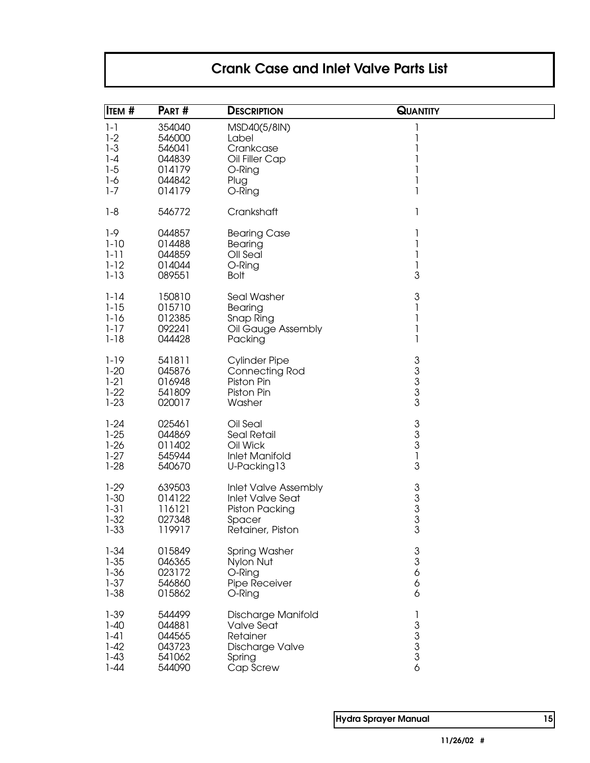# Crank Case and Inlet Valve Parts List

| ITEM # | PART # | DESCRIPTION | QUANTITY |
|---|---|---|---|
| 1-1 | 354040 | MSD40(5/8IN) | 1 |
| 1-2 | 546000 | Label | 1 |
| 1-3 | 546041 | Crankcase | 1 |
| 1-4 | 044839 | Oil Filler Cap | 1 |
| 1-5 | 014179 | O-Ring | 1 |
| 1-6 | 044842 | Plug | 1 |
| 1-7 | 014179 | O-Ring | 1 |
| 1-8 | 546772 | Crankshaft | 1 |
| 1-9 | 044857 | Bearing Case | 1 |
| 1-10 | 014488 | Bearing | 1 |
| 1-11 | 044859 | OIl Seal | 1 |
| 1-12 | 014044 | O-Ring | 1 |
| 1-13 | 089551 | Bolt | 3 |
| 1-14 | 150810 | Seal Washer | 3 |
| 1-15 | 015710 | Bearing | 1 |
| 1-16 | 012385 | Snap Ring | 1 |
| 1-17 | 092241 | Oil Gauge Assembly | 1 |
| 1-18 | 044428 | Packing | 1 |
| 1-19 | 541811 | Cylinder Pipe | 3 |
| 1-20 | 045876 | Connecting Rod | 3 |
| 1-21 | 016948 | Piston Pin | 3 |
| 1-22 | 541809 | Piston Pin | 3 |
| 1-23 | 020017 | Washer | 3 |
| 1-24 | 025461 | Oil Seal | 3 |
| 1-25 | 044869 | Seal Retail | 3 |
| 1-26 | 011402 | Oil Wick | 3 |
| 1-27 | 545944 | Inlet Manifold | 1 |
| 1-28 | 540670 | U-Packing13 | 3 |
| 1-29 | 639503 | Inlet Valve Assembly | 3 |
| 1-30 | 014122 | Inlet Valve Seat | 3 |
| 1-31 | 116121 | Piston Packing | 3 |
| 1-32 | 027348 | Spacer | 3 |
| 1-33 | 119917 | Retainer, Piston | 3 |
| 1-34 | 015849 | Spring Washer | 3 |
| 1-35 | 046365 | Nylon Nut | 3 |
| 1-36 | 023172 | O-Ring | 6 |
| 1-37 | 546860 | Pipe Receiver | 6 |
| 1-38 | 015862 | O-Ring | 6 |
| 1-39 | 544499 | Discharge Manifold | 1 |
| 1-40 | 044881 | Valve Seat | 3 |
| 1-41 | 044565 | Retainer | 3 |
| 1-42 | 043723 | Discharge Valve | 3 |
| 1-43 | 541062 | Spring | 3 |
| 1-44 | 544090 | Cap Screw | 6 |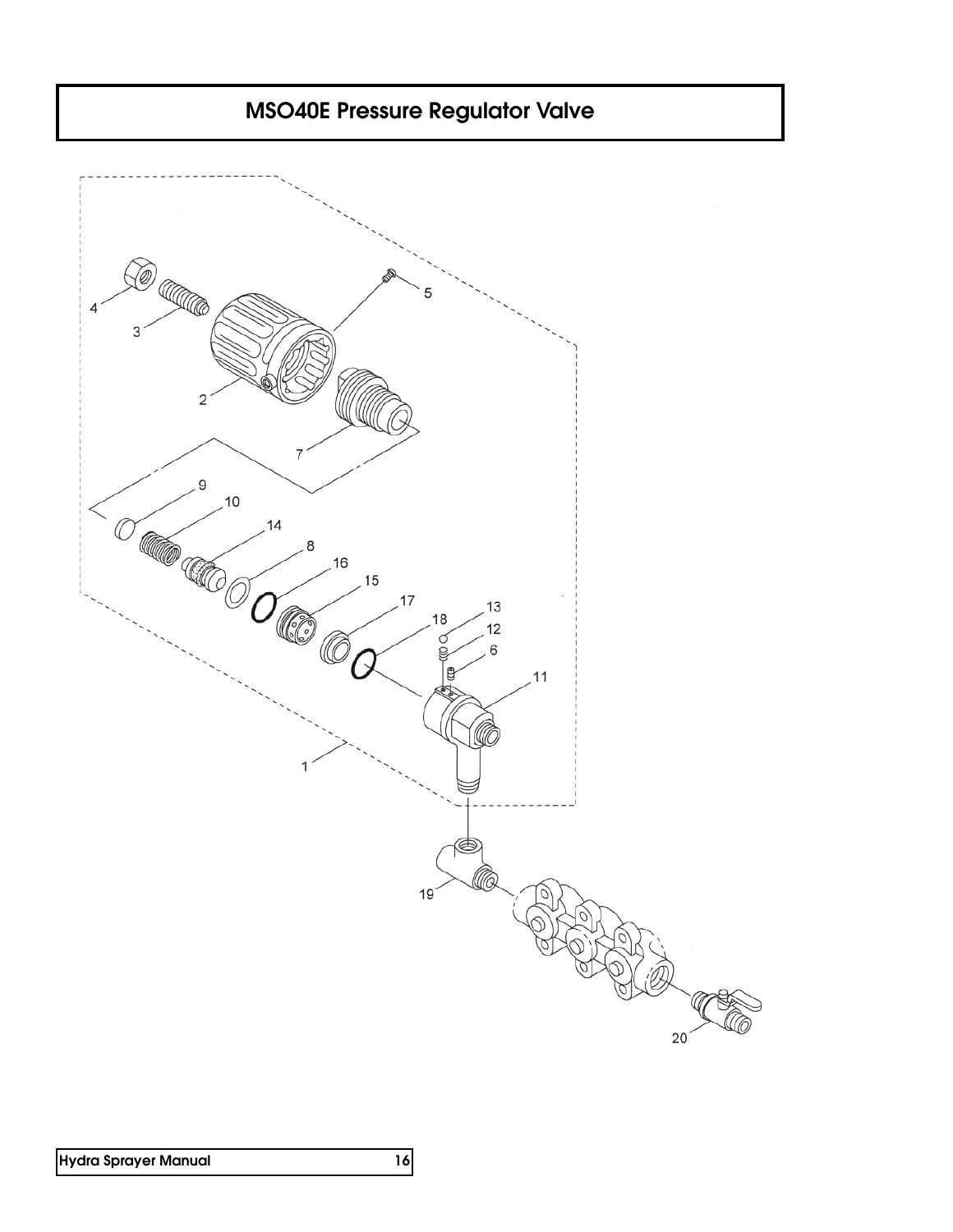# MSO40E Pressure Regulator Valve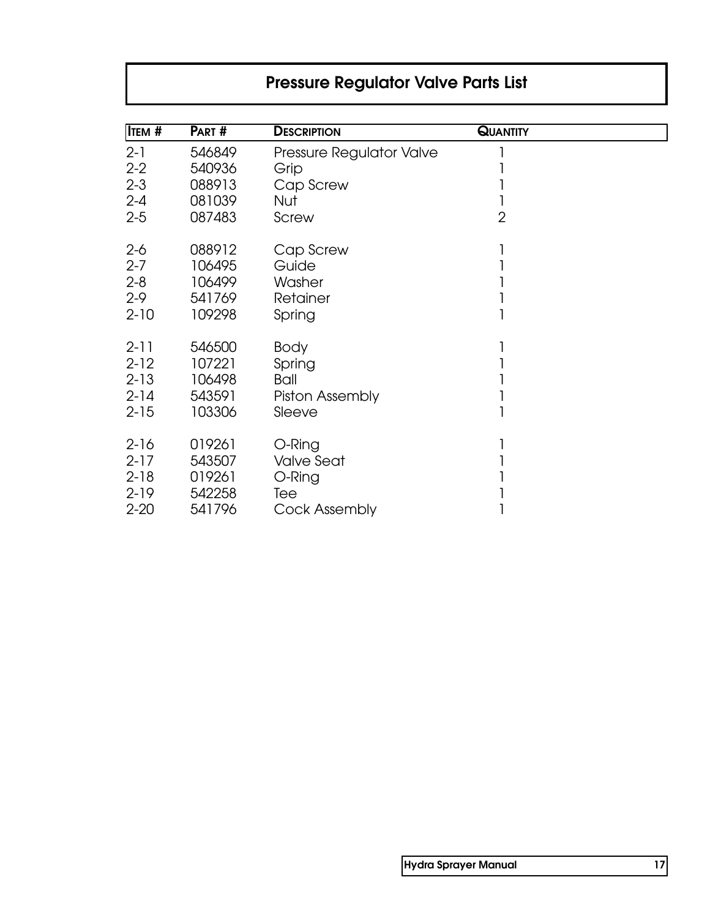# Pressure Regulator Valve Parts List

| Item # | Part # | Description | Quantity |
|---|---|---|---|
| 2-1 | 546849 | Pressure Regulator Valve | 1 |
| 2-2 | 540936 | Grip | 1 |
| 2-3 | 088913 | Cap Screw | 1 |
| 2-4 | 081039 | Nut | 1 |
| 2-5 | 087483 | Screw | 2 |
| 2-6 | 088912 | Cap Screw | 1 |
| 2-7 | 106495 | Guide | 1 |
| 2-8 | 106499 | Washer | 1 |
| 2-9 | 541769 | Retainer | 1 |
| 2-10 | 109298 | Spring | 1 |
| 2-11 | 546500 | Body | 1 |
| 2-12 | 107221 | Spring | 1 |
| 2-13 | 106498 | Ball | 1 |
| 2-14 | 543591 | Piston Assembly | 1 |
| 2-15 | 103306 | Sleeve | 1 |
| 2-16 | 019261 | O-Ring | 1 |
| 2-17 | 543507 | Valve Seat | 1 |
| 2-18 | 019261 | O-Ring | 1 |
| 2-19 | 542258 | Tee | 1 |
| 2-20 | 541796 | Cock Assembly | 1 |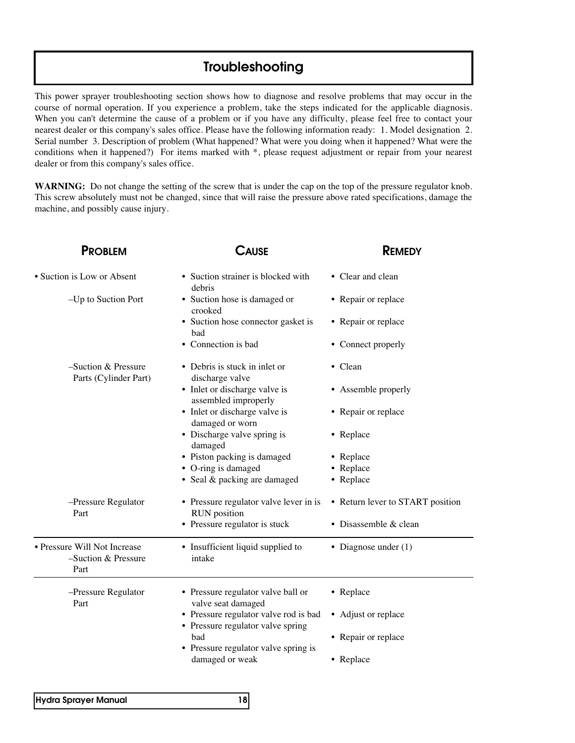# Troubleshooting

This power sprayer troubleshooting section shows how to diagnose and resolve problems that may occur in the course of normal operation. If you experience a problem, take the steps indicated for the applicable diagnosis. When you can't determine the cause of a problem or if you have any difficulty, please feel free to contact your nearest dealer or this company's sales office. Please have the following information ready: 1. Model designation 2. Serial number 3. Description of problem (What happened? What were you doing when it happened? What were the conditions when it happened?) For items marked with *, please request adjustment or repair from your nearest dealer or from this company's sales office.

**WARNING:** Do not change the setting of the screw that is under the cap on the top of the pressure regulator knob. This screw absolutely must not be changed, since that will raise the pressure above rated specifications, damage the machine, and possibly cause injury.

| PROBLEM | CAUSE | REMEDY |
|---|---|---|
| • Suction is Low or Absent | • Suction strainer is blocked with debris | • Clear and clean |
| –Up to Suction Port | • Suction hose is damaged or crooked | • Repair or replace |
| | • Suction hose connector gasket is bad | • Repair or replace |
| | • Connection is bad | • Connect properly |
| –Suction & Pressure Parts (Cylinder Part) | • Debris is stuck in inlet or discharge valve | • Clean |
| | • Inlet or discharge valve is assembled improperly | • Assemble properly |
| | • Inlet or discharge valve is damaged or worn | • Repair or replace |
| | • Discharge valve spring is damaged | • Replace |
| | • Piston packing is damaged | • Replace |
| | • O-ring is damaged | • Replace |
| | • Seal & packing are damaged | • Replace |
| –Pressure Regulator Part | • Pressure regulator valve lever in is RUN position | • Return lever to START position |
| | • Pressure regulator is stuck | • Disassemble & clean |
| • Pressure Will Not Increase –Suction & Pressure Part | • Insufficient liquid supplied to intake | • Diagnose under (1) |
| –Pressure Regulator Part | • Pressure regulator valve ball or valve seat damaged | • Replace |
| | • Pressure regulator valve rod is bad | • Adjust or replace |
| | • Pressure regulator valve spring bad | • Repair or replace |
| | • Pressure regulator valve spring is damaged or weak | • Replace |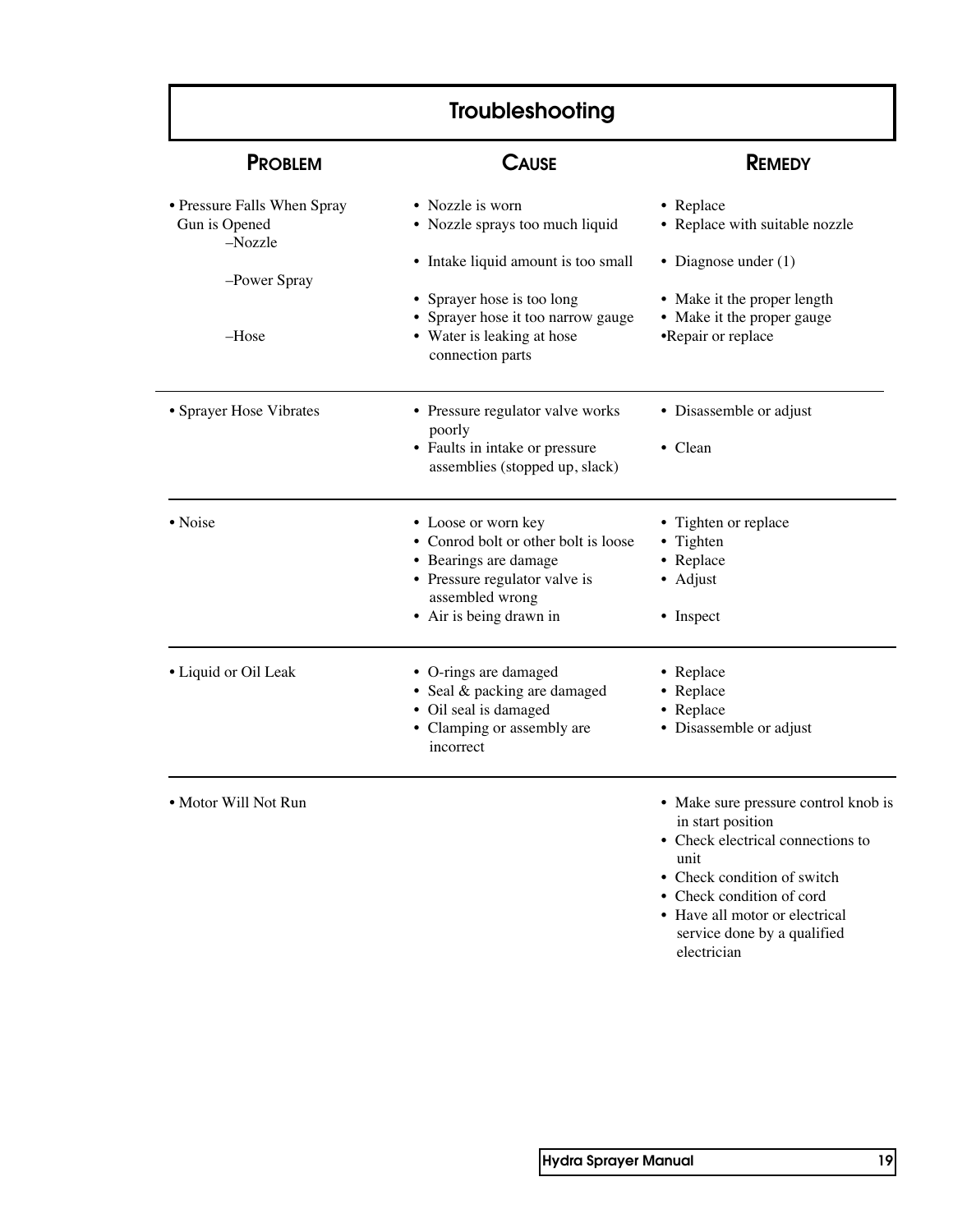# Troubleshooting

| PROBLEM | CAUSE | REMEDY |
| --- | --- | --- |
| • Pressure Falls When Spray Gun is Opened<br>–Nozzle<br><br>–Power Spray<br><br>–Hose | • Nozzle is worn<br>• Nozzle sprays too much liquid<br>• Intake liquid amount is too small<br>• Sprayer hose is too long<br>• Sprayer hose it too narrow gauge<br>• Water is leaking at hose connection parts | • Replace<br>• Replace with suitable nozzle<br>• Diagnose under (1)<br>• Make it the proper length<br>• Make it the proper gauge<br>•Repair or replace |
| • Sprayer Hose Vibrates | • Pressure regulator valve works poorly<br>• Faults in intake or pressure assemblies (stopped up, slack) | • Disassemble or adjust<br>• Clean |
| • Noise | • Loose or worn key<br>• Conrod bolt or other bolt is loose<br>• Bearings are damage<br>• Pressure regulator valve is assembled wrong<br>• Air is being drawn in | • Tighten or replace<br>• Tighten<br>• Replace<br>• Adjust<br>• Inspect |
| • Liquid or Oil Leak | • O-rings are damaged<br>• Seal & packing are damaged<br>• Oil seal is damaged<br>• Clamping or assembly are incorrect | • Replace<br>• Replace<br>• Replace<br>• Disassemble or adjust |
| • Motor Will Not Run | | • Make sure pressure control knob is in start position<br>• Check electrical connections to unit<br>• Check condition of switch<br>• Check condition of cord<br>• Have all motor or electrical service done by a qualified electrician |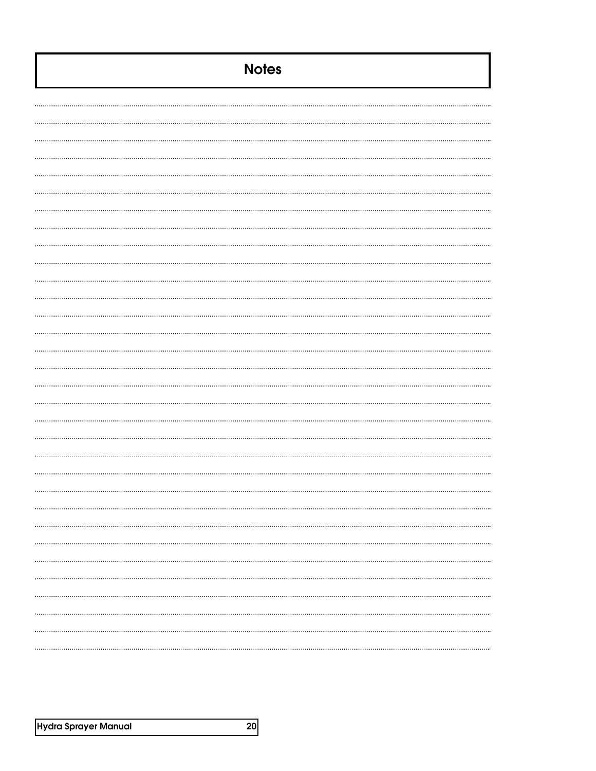# Notes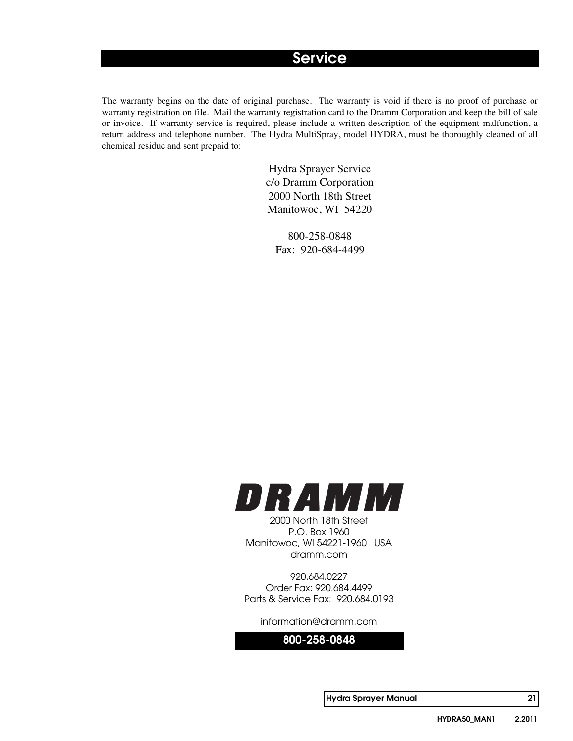# Service

The warranty begins on the date of original purchase. The warranty is void if there is no proof of purchase or warranty registration on file. Mail the warranty registration card to the Dramm Corporation and keep the bill of sale or invoice. If warranty service is required, please include a written description of the equipment malfunction, a return address and telephone number. The Hydra MultiSpray, model HYDRA, must be thoroughly cleaned of all chemical residue and sent prepaid to:

Hydra Sprayer Service
c/o Dramm Corporation
2000 North 18th Street
Manitowoc, WI 54220

800-258-0848
Fax: 920-684-4499

**DRAMM**

2000 North 18th Street
P.O. Box 1960
Manitowoc, WI 54221-1960 USA
dramm.com

920.684.0227
Order Fax: 920.684.4499
Parts & Service Fax: 920.684.0193

information@dramm.com

**800-258-0848**

HYDRA50_MAN1 2.2011